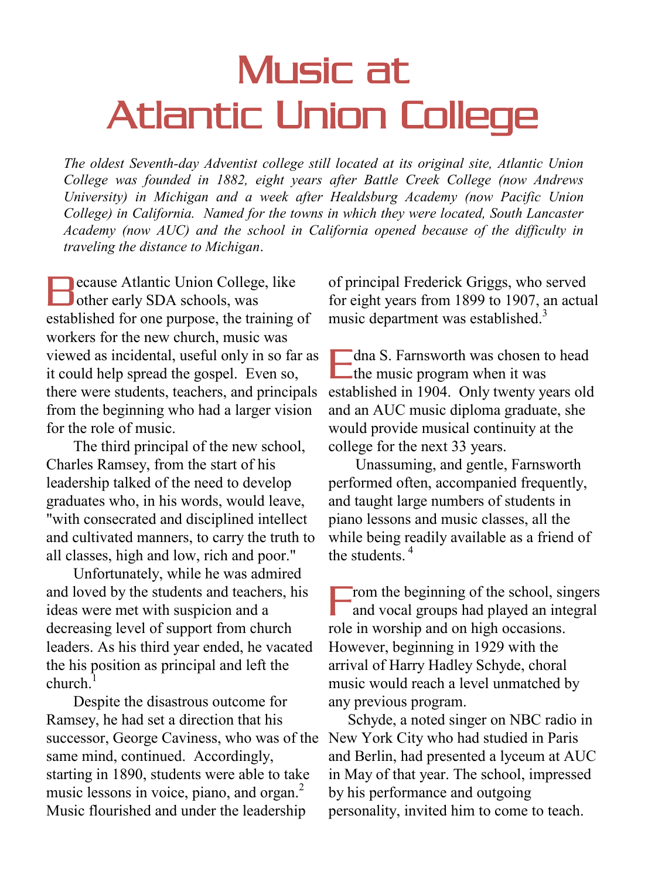# Music at Atlantic Union College

*The oldest Seventh-day Adventist college still located at its original site, Atlantic Union College was founded in 1882, eight years after Battle Creek College (now Andrews University) in Michigan and a week after Healdsburg Academy (now Pacific Union College) in California. Named for the towns in which they were located, South Lancaster Academy (now AUC) and the school in California opened because of the difficulty in traveling the distance to Michigan.*

Because Atlantic Union College, like other early SDA schools, was established for one purpose, the training of workers for the new church, music was viewed as incidental, useful only in so far as it could help spread the gospel. Even so, there were students, teachers, and principals from the beginning who had a larger vision for the role of music.

The third principal of the new school, Charles Ramsey, from the start of his leadership talked of the need to develop graduates who, in his words, would leave, "with consecrated and disciplined intellect and cultivated manners, to carry the truth to all classes, high and low, rich and poor."

Unfortunately, while he was admired and loved by the students and teachers, his ideas were met with suspicion and a decreasing level of support from church leaders. As his third year ended, he vacated the his position as principal and left the church.[1]

Despite the disastrous outcome for Ramsey, he had set a direction that his successor, George Caviness, who was of the same mind, continued. Accordingly, starting in 1890, students were able to take music lessons in voice, piano, and organ.[2] Music flourished and under the leadership of principal Frederick Griggs, who served for eight years from 1899 to 1907, an actual music department was established.[3]

Edna S. Farnsworth was chosen to head the music program when it was established in 1904. Only twenty years old and an AUC music diploma graduate, she would provide musical continuity at the college for the next 33 years.

Unassuming, and gentle, Farnsworth performed often, accompanied frequently, and taught large numbers of students in piano lessons and music classes, all the while being readily available as a friend of the students.[4]

From the beginning of the school, singers and vocal groups had played an integral role in worship and on high occasions. However, beginning in 1929 with the arrival of Harry Hadley Schyde, choral music would reach a level unmatched by any previous program.

Schyde, a noted singer on NBC radio in New York City who had studied in Paris and Berlin, had presented a lyceum at AUC in May of that year. The school, impressed by his performance and outgoing personality, invited him to come to teach.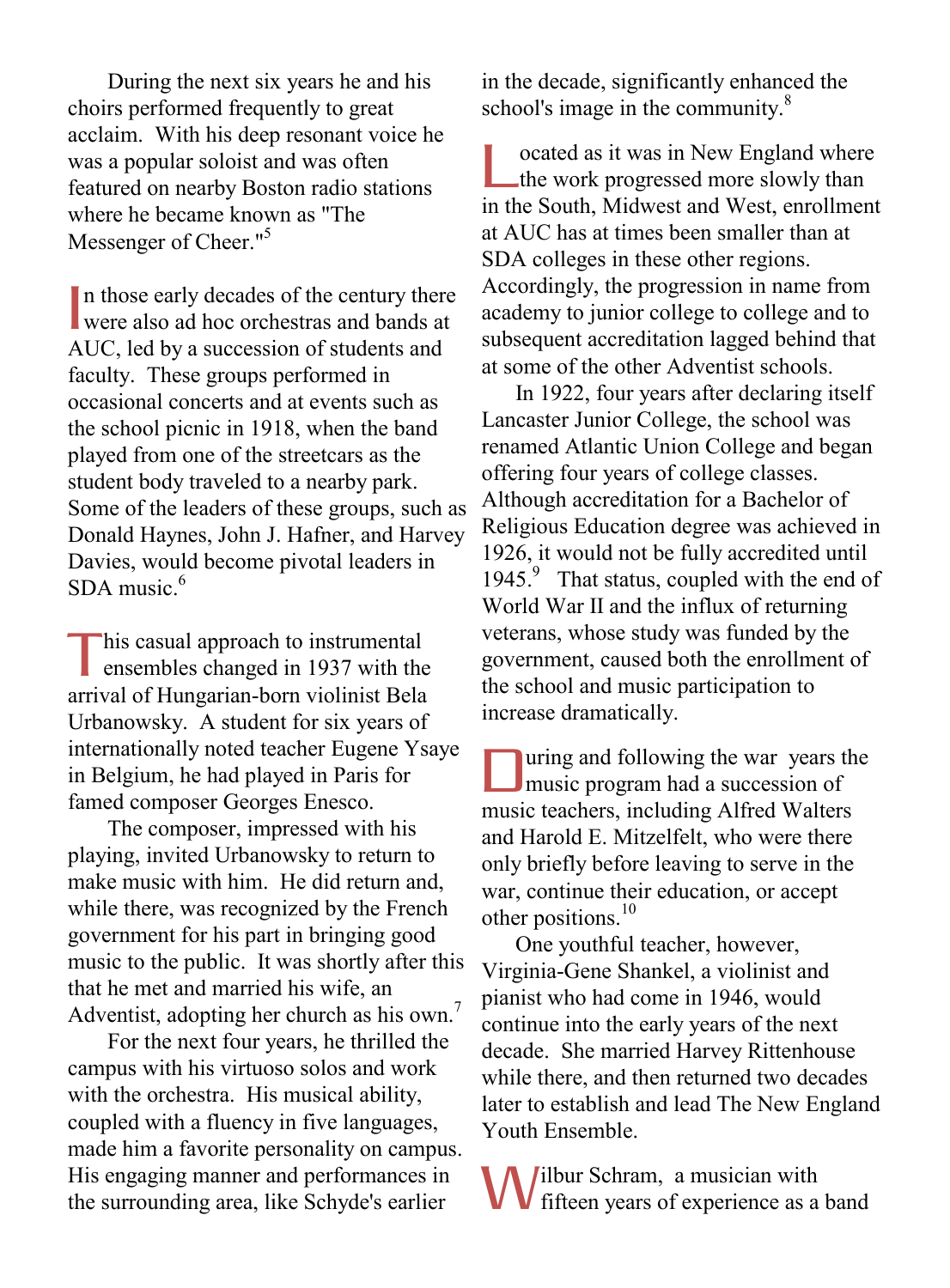During the next six years he and his choirs performed frequently to great acclaim. With his deep resonant voice he was a popular soloist and was often featured on nearby Boston radio stations where he became known as "The Messenger of Cheer."[5]

In those early decades of the century there were also ad hoc orchestras and bands at AUC, led by a succession of students and faculty. These groups performed in occasional concerts and at events such as the school picnic in 1918, when the band played from one of the streetcars as the student body traveled to a nearby park. Some of the leaders of these groups, such as Donald Haynes, John J. Hafner, and Harvey Davies, would become pivotal leaders in SDA music.[6]

This casual approach to instrumental ensembles changed in 1937 with the arrival of Hungarian-born violinist Bela Urbanowsky. A student for six years of internationally noted teacher Eugene Ysaye in Belgium, he had played in Paris for famed composer Georges Enesco.

The composer, impressed with his playing, invited Urbanowsky to return to make music with him. He did return and, while there, was recognized by the French government for his part in bringing good music to the public. It was shortly after this that he met and married his wife, an Adventist, adopting her church as his own.[7]

For the next four years, he thrilled the campus with his virtuoso solos and work with the orchestra. His musical ability, coupled with a fluency in five languages, made him a favorite personality on campus. His engaging manner and performances in the surrounding area, like Schyde's earlier in the decade, significantly enhanced the school's image in the community.[8]

Located as it was in New England where the work progressed more slowly than in the South, Midwest and West, enrollment at AUC has at times been smaller than at SDA colleges in these other regions. Accordingly, the progression in name from academy to junior college to college and to subsequent accreditation lagged behind that at some of the other Adventist schools.

In 1922, four years after declaring itself Lancaster Junior College, the school was renamed Atlantic Union College and began offering four years of college classes. Although accreditation for a Bachelor of Religious Education degree was achieved in 1926, it would not be fully accredited until 1945.[9] That status, coupled with the end of World War II and the influx of returning veterans, whose study was funded by the government, caused both the enrollment of the school and music participation to increase dramatically.

During and following the war years the music program had a succession of music teachers, including Alfred Walters and Harold E. Mitzelfelt, who were there only briefly before leaving to serve in the war, continue their education, or accept other positions.[10]

One youthful teacher, however, Virginia-Gene Shankel, a violinist and pianist who had come in 1946, would continue into the early years of the next decade. She married Harvey Rittenhouse while there, and then returned two decades later to establish and lead The New England Youth Ensemble.

Wilbur Schram, a musician with fifteen years of experience as a band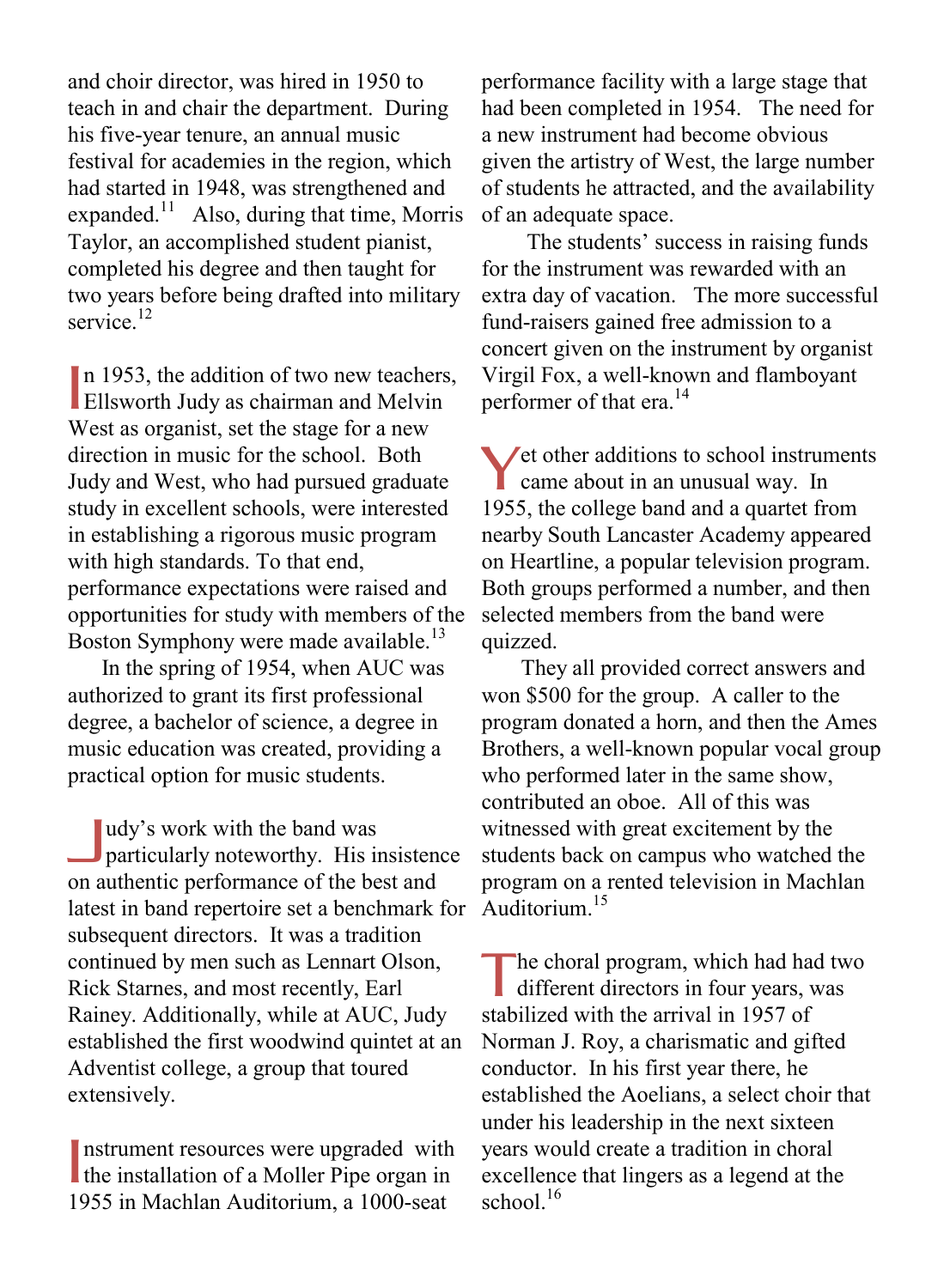and choir director, was hired in 1950 to teach in and chair the department. During his five-year tenure, an annual music festival for academies in the region, which had started in 1948, was strengthened and expanded.[11] Also, during that time, Morris Taylor, an accomplished student pianist, completed his degree and then taught for two years before being drafted into military service.[12]

In 1953, the addition of two new teachers, Ellsworth Judy as chairman and Melvin West as organist, set the stage for a new direction in music for the school. Both Judy and West, who had pursued graduate study in excellent schools, were interested in establishing a rigorous music program with high standards. To that end, performance expectations were raised and opportunities for study with members of the Boston Symphony were made available.[13]

In the spring of 1954, when AUC was authorized to grant its first professional degree, a bachelor of science, a degree in music education was created, providing a practical option for music students.

Judy's work with the band was particularly noteworthy. His insistence on authentic performance of the best and latest in band repertoire set a benchmark for subsequent directors. It was a tradition continued by men such as Lennart Olson, Rick Starnes, and most recently, Earl Rainey. Additionally, while at AUC, Judy established the first woodwind quintet at an Adventist college, a group that toured extensively.

Instrument resources were upgraded with the installation of a Moller Pipe organ in 1955 in Machlan Auditorium, a 1000-seat performance facility with a large stage that had been completed in 1954. The need for a new instrument had become obvious given the artistry of West, the large number of students he attracted, and the availability of an adequate space.

The students' success in raising funds for the instrument was rewarded with an extra day of vacation. The more successful fund-raisers gained free admission to a concert given on the instrument by organist Virgil Fox, a well-known and flamboyant performer of that era.[14]

Yet other additions to school instruments came about in an unusual way. In 1955, the college band and a quartet from nearby South Lancaster Academy appeared on Heartline, a popular television program. Both groups performed a number, and then selected members from the band were quizzed.

They all provided correct answers and won $500 for the group. A caller to the program donated a horn, and then the Ames Brothers, a well-known popular vocal group who performed later in the same show, contributed an oboe. All of this was witnessed with great excitement by the students back on campus who watched the program on a rented television in Machlan Auditorium.[15]

The choral program, which had had two different directors in four years, was stabilized with the arrival in 1957 of Norman J. Roy, a charismatic and gifted conductor. In his first year there, he established the Aoelians, a select choir that under his leadership in the next sixteen years would create a tradition in choral excellence that lingers as a legend at the school.[16]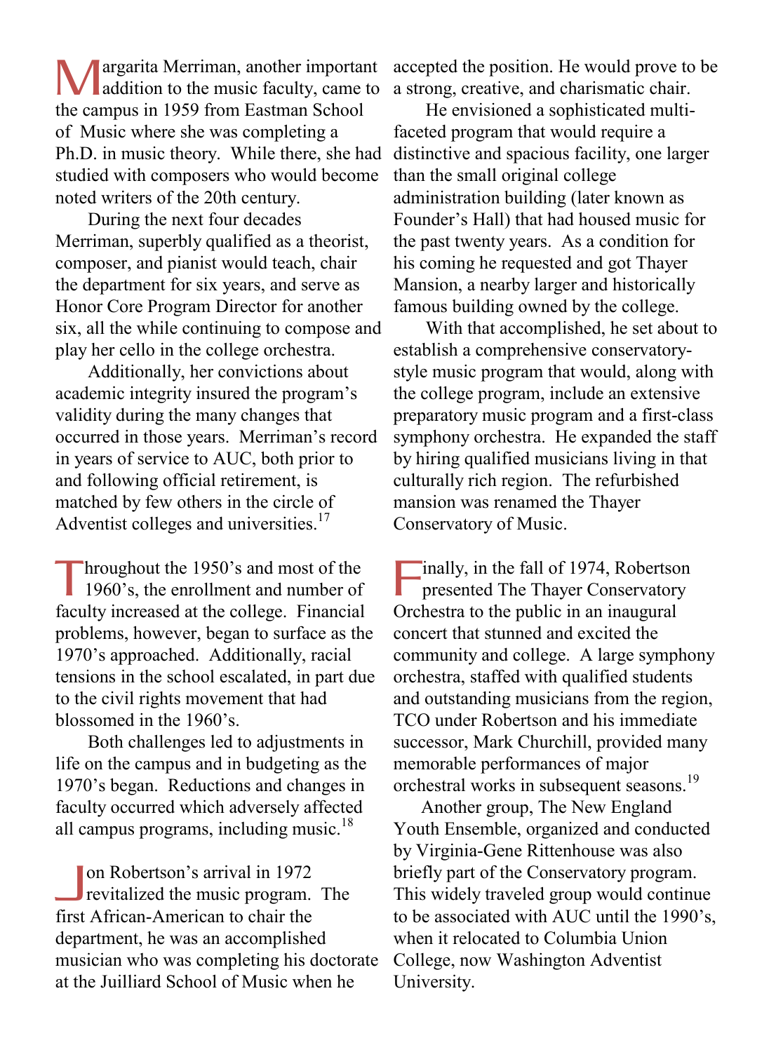Margarita Merriman, another important addition to the music faculty, came to the campus in 1959 from Eastman School of Music where she was completing a Ph.D. in music theory. While there, she had studied with composers who would become noted writers of the 20th century.

During the next four decades Merriman, superbly qualified as a theorist, composer, and pianist would teach, chair the department for six years, and serve as Honor Core Program Director for another six, all the while continuing to compose and play her cello in the college orchestra.

Additionally, her convictions about academic integrity insured the program's validity during the many changes that occurred in those years. Merriman's record in years of service to AUC, both prior to and following official retirement, is matched by few others in the circle of Adventist colleges and universities.[17]

Throughout the 1950's and most of the 1960's, the enrollment and number of faculty increased at the college. Financial problems, however, began to surface as the 1970's approached. Additionally, racial tensions in the school escalated, in part due to the civil rights movement that had blossomed in the 1960's.

Both challenges led to adjustments in life on the campus and in budgeting as the 1970's began. Reductions and changes in faculty occurred which adversely affected all campus programs, including music.[18]

Jon Robertson's arrival in 1972 revitalized the music program. The first African-American to chair the department, he was an accomplished musician who was completing his doctorate at the Juilliard School of Music when he accepted the position. He would prove to be a strong, creative, and charismatic chair.

He envisioned a sophisticated multi-faceted program that would require a distinctive and spacious facility, one larger than the small original college administration building (later known as Founder's Hall) that had housed music for the past twenty years. As a condition for his coming he requested and got Thayer Mansion, a nearby larger and historically famous building owned by the college.

With that accomplished, he set about to establish a comprehensive conservatory-style music program that would, along with the college program, include an extensive preparatory music program and a first-class symphony orchestra. He expanded the staff by hiring qualified musicians living in that culturally rich region. The refurbished mansion was renamed the Thayer Conservatory of Music.

Finally, in the fall of 1974, Robertson presented The Thayer Conservatory Orchestra to the public in an inaugural concert that stunned and excited the community and college. A large symphony orchestra, staffed with qualified students and outstanding musicians from the region, TCO under Robertson and his immediate successor, Mark Churchill, provided many memorable performances of major orchestral works in subsequent seasons.[19]

Another group, The New England Youth Ensemble, organized and conducted by Virginia-Gene Rittenhouse was also briefly part of the Conservatory program. This widely traveled group would continue to be associated with AUC until the 1990's, when it relocated to Columbia Union College, now Washington Adventist University.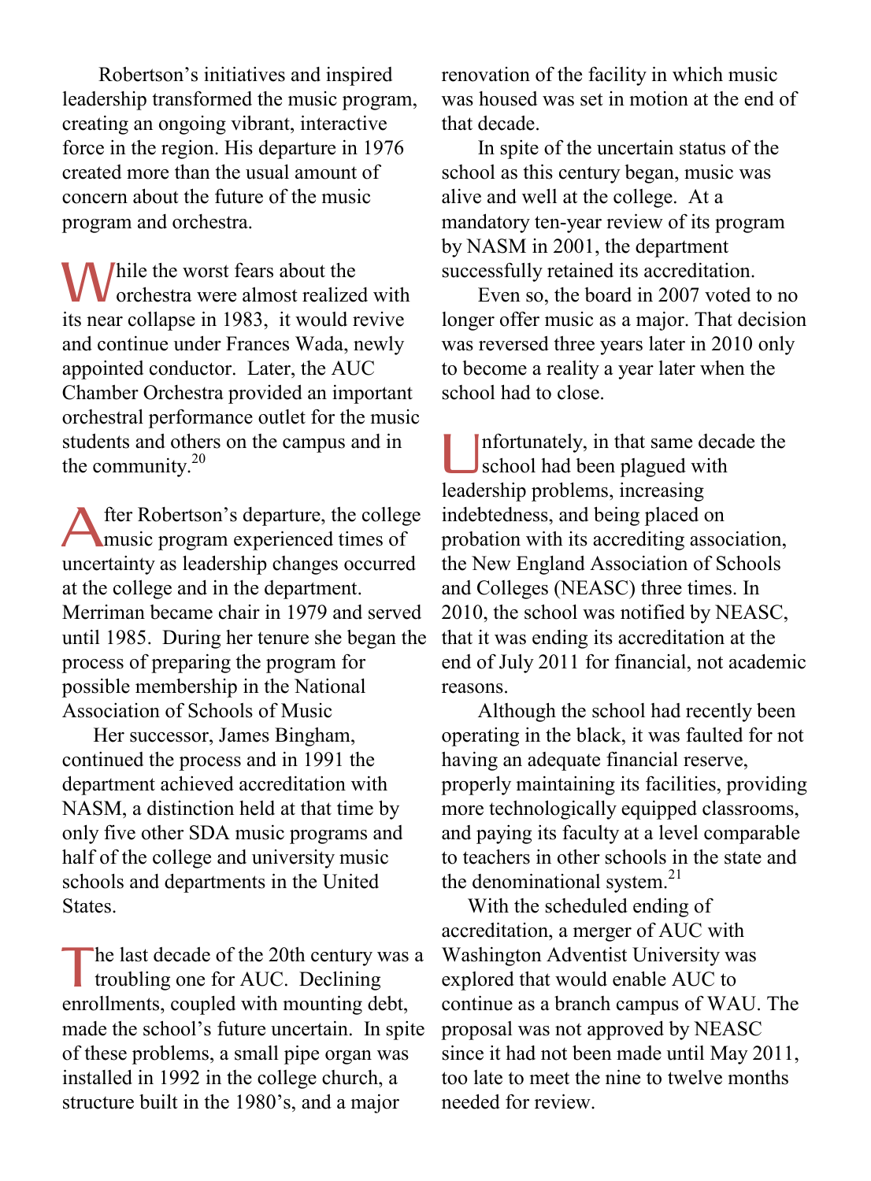Robertson's initiatives and inspired leadership transformed the music program, creating an ongoing vibrant, interactive force in the region. His departure in 1976 created more than the usual amount of concern about the future of the music program and orchestra.

While the worst fears about the orchestra were almost realized with its near collapse in 1983, it would revive and continue under Frances Wada, newly appointed conductor. Later, the AUC Chamber Orchestra provided an important orchestral performance outlet for the music students and others on the campus and in the community.[20]

After Robertson's departure, the college music program experienced times of uncertainty as leadership changes occurred at the college and in the department. Merriman became chair in 1979 and served until 1985. During her tenure she began the process of preparing the program for possible membership in the National Association of Schools of Music

Her successor, James Bingham, continued the process and in 1991 the department achieved accreditation with NASM, a distinction held at that time by only five other SDA music programs and half of the college and university music schools and departments in the United States.

The last decade of the 20th century was a troubling one for AUC. Declining enrollments, coupled with mounting debt, made the school's future uncertain. In spite of these problems, a small pipe organ was installed in 1992 in the college church, a structure built in the 1980's, and a major renovation of the facility in which music was housed was set in motion at the end of that decade.

In spite of the uncertain status of the school as this century began, music was alive and well at the college. At a mandatory ten-year review of its program by NASM in 2001, the department successfully retained its accreditation.

Even so, the board in 2007 voted to no longer offer music as a major. That decision was reversed three years later in 2010 only to become a reality a year later when the school had to close.

Unfortunately, in that same decade the school had been plagued with leadership problems, increasing indebtedness, and being placed on probation with its accrediting association, the New England Association of Schools and Colleges (NEASC) three times. In 2010, the school was notified by NEASC, that it was ending its accreditation at the end of July 2011 for financial, not academic reasons.

Although the school had recently been operating in the black, it was faulted for not having an adequate financial reserve, properly maintaining its facilities, providing more technologically equipped classrooms, and paying its faculty at a level comparable to teachers in other schools in the state and the denominational system.[21]

With the scheduled ending of accreditation, a merger of AUC with Washington Adventist University was explored that would enable AUC to continue as a branch campus of WAU. The proposal was not approved by NEASC since it had not been made until May 2011, too late to meet the nine to twelve months needed for review.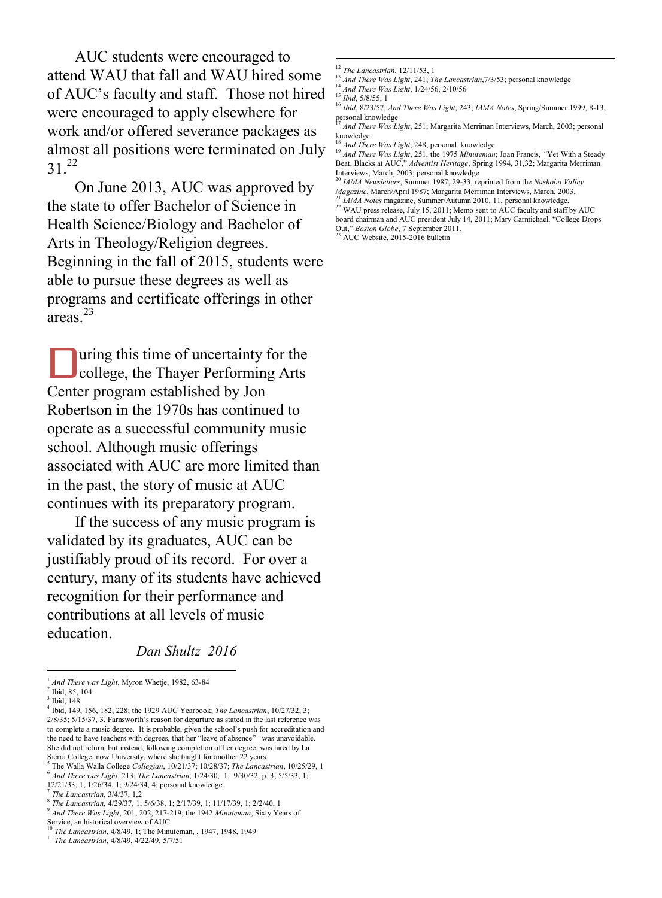AUC students were encouraged to attend WAU that fall and WAU hired some of AUC's faculty and staff. Those not hired were encouraged to apply elsewhere for work and/or offered severance packages as almost all positions were terminated on July 31.[22]

On June 2013, AUC was approved by the state to offer Bachelor of Science in Health Science/Biology and Bachelor of Arts in Theology/Religion degrees. Beginning in the fall of 2015, students were able to pursue these degrees as well as programs and certificate offerings in other areas.[23]

During this time of uncertainty for the college, the Thayer Performing Arts Center program established by Jon Robertson in the 1970s has continued to operate as a successful community music school. Although music offerings associated with AUC are more limited than in the past, the story of music at AUC continues with its preparatory program.

If the success of any music program is validated by its graduates, AUC can be justifiably proud of its record. For over a century, many of its students have achieved recognition for their performance and contributions at all levels of music education.

*Dan Shultz 2016*

---

[1] *And There was Light*, Myron Whetje, 1982, 63-84
[2] Ibid, 85, 104
[3] Ibid, 148
[4] Ibid, 149, 156, 182, 228; the 1929 AUC Yearbook; *The Lancastrian*, 10/27/32, 3; 2/8/35; 5/15/37, 3. Farnsworth's reason for departure as stated in the last reference was to complete a music degree. It is probable, given the school's push for accreditation and the need to have teachers with degrees, that her "leave of absence" was unavoidable. She did not return, but instead, following completion of her degree, was hired by La Sierra College, now University, where she taught for another 22 years.
[5] The Walla Walla College *Collegian*, 10/21/37; 10/28/37; *The Lancastrian*, 10/25/29, 1
[6] *And There was Light*, 213; *The Lancastrian*, 1/24/30, 1; 9/30/32, p. 3; 5/5/33, 1; 12/21/33, 1; 1/26/34, 1; 9/24/34, 4; personal knowledge
[7] *The Lancastrian*, 3/4/37, 1,2
[8] *The Lancastrian*, 4/29/37, 1; 5/6/38, 1; 2/17/39, 1; 11/17/39, 1; 2/2/40, 1
[9] *And There Was Light*, 201, 202, 217-219; the 1942 *Minuteman*, Sixty Years of Service, an historical overview of AUC
[10] *The Lancastrian*, 4/8/49, 1; The Minuteman, , 1947, 1948, 1949
[11] *The Lancastrian*, 4/8/49, 4/22/49, 5/7/51
[12] *The Lancastrian*, 12/11/53, 1
[13] *And There Was Light*, 241; *The Lancastrian*,7/3/53; personal knowledge
[14] *And There Was Light*, 1/24/56, 2/10/56
[15] *Ibid*, 5/8/55, 1
[16] *Ibid*, 8/23/57; *And There Was Light*, 243; *IAMA Notes*, Spring/Summer 1999, 8-13; personal knowledge
[17] *And There Was Light*, 251; Margarita Merriman Interviews, March, 2003; personal knowledge
[18] *And There Was Light*, 248; personal knowledge
[19] *And There Was Light*, 251, the 1975 *Minuteman*; Joan Francis, "Yet With a Steady Beat, Blacks at AUC," *Adventist Heritage*, Spring 1994, 31,32; Margarita Merriman Interviews, March, 2003; personal knowledge
[20] *IAMA Newsletters*, Summer 1987, 29-33, reprinted from the *Nashoba Valley Magazine*, March/April 1987; Margarita Merriman Interviews, March, 2003.
[21] *IAMA Notes* magazine, Summer/Autumn 2010, 11, personal knowledge.
[22] WAU press release, July 15, 2011; Memo sent to AUC faculty and staff by AUC board chairman and AUC president July 14, 2011; Mary Carmichael, "College Drops Out," *Boston Globe*, 7 September 2011.
[23] AUC Website, 2015-2016 bulletin